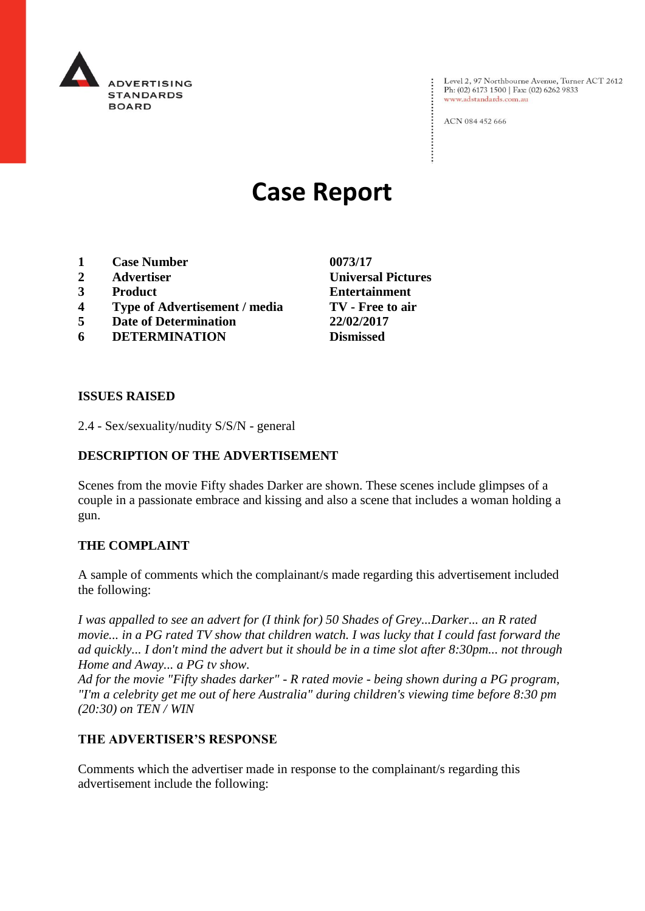ADVERTISING STANDARDS BOARD

Level 2, 97 Northbourne Avenue, Turner ACT 2612
Ph: (02) 6173 1500 | Fax: (02) 6262 9833
www.adstandards.com.au

ACN 084 452 666

# Case Report

| | | |
|---|---|---|
| 1 | **Case Number** | **0073/17** |
| 2 | **Advertiser** | **Universal Pictures** |
| 3 | **Product** | **Entertainment** |
| 4 | **Type of Advertisement / media** | **TV - Free to air** |
| 5 | **Date of Determination** | **22/02/2017** |
| 6 | **DETERMINATION** | **Dismissed** |

### ISSUES RAISED

2.4 - Sex/sexuality/nudity S/S/N - general

### DESCRIPTION OF THE ADVERTISEMENT

Scenes from the movie Fifty shades Darker are shown. These scenes include glimpses of a couple in a passionate embrace and kissing and also a scene that includes a woman holding a gun.

### THE COMPLAINT

A sample of comments which the complainant/s made regarding this advertisement included the following:

*I was appalled to see an advert for (I think for) 50 Shades of Grey...Darker... an R rated movie... in a PG rated TV show that children watch. I was lucky that I could fast forward the ad quickly... I don't mind the advert but it should be in a time slot after 8:30pm... not through Home and Away... a PG tv show.*
*Ad for the movie "Fifty shades darker" - R rated movie - being shown during a PG program, "I'm a celebrity get me out of here Australia" during children's viewing time before 8:30 pm (20:30) on TEN / WIN*

### THE ADVERTISER'S RESPONSE

Comments which the advertiser made in response to the complainant/s regarding this advertisement include the following: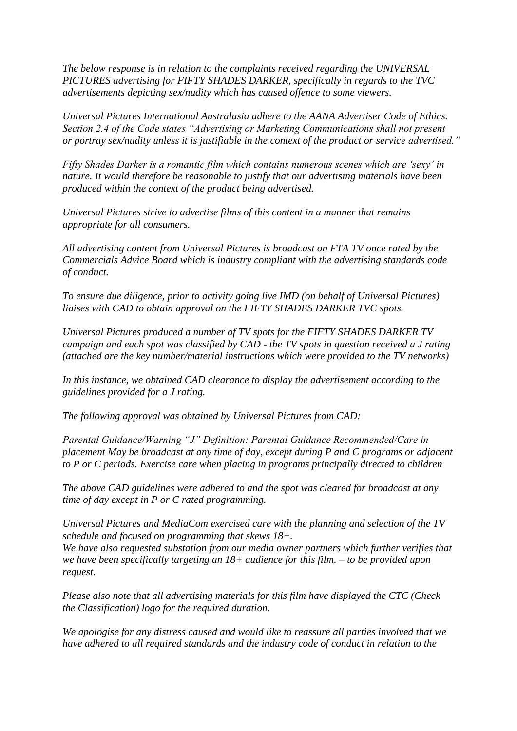*The below response is in relation to the complaints received regarding the UNIVERSAL PICTURES advertising for FIFTY SHADES DARKER, specifically in regards to the TVC advertisements depicting sex/nudity which has caused offence to some viewers.*

*Universal Pictures International Australasia adhere to the AANA Advertiser Code of Ethics. Section 2.4 of the Code states "Advertising or Marketing Communications shall not present or portray sex/nudity unless it is justifiable in the context of the product or service advertised."*

*Fifty Shades Darker is a romantic film which contains numerous scenes which are 'sexy' in nature. It would therefore be reasonable to justify that our advertising materials have been produced within the context of the product being advertised.*

*Universal Pictures strive to advertise films of this content in a manner that remains appropriate for all consumers.*

*All advertising content from Universal Pictures is broadcast on FTA TV once rated by the Commercials Advice Board which is industry compliant with the advertising standards code of conduct.*

*To ensure due diligence, prior to activity going live IMD (on behalf of Universal Pictures) liaises with CAD to obtain approval on the FIFTY SHADES DARKER TVC spots.*

*Universal Pictures produced a number of TV spots for the FIFTY SHADES DARKER TV campaign and each spot was classified by CAD - the TV spots in question received a J rating (attached are the key number/material instructions which were provided to the TV networks)*

*In this instance, we obtained CAD clearance to display the advertisement according to the guidelines provided for a J rating.*

*The following approval was obtained by Universal Pictures from CAD:*

*Parental Guidance/Warning "J" Definition: Parental Guidance Recommended/Care in placement May be broadcast at any time of day, except during P and C programs or adjacent to P or C periods. Exercise care when placing in programs principally directed to children*

*The above CAD guidelines were adhered to and the spot was cleared for broadcast at any time of day except in P or C rated programming.*

*Universal Pictures and MediaCom exercised care with the planning and selection of the TV schedule and focused on programming that skews 18+.*
*We have also requested substation from our media owner partners which further verifies that we have been specifically targeting an 18+ audience for this film. – to be provided upon request.*

*Please also note that all advertising materials for this film have displayed the CTC (Check the Classification) logo for the required duration.*

*We apologise for any distress caused and would like to reassure all parties involved that we have adhered to all required standards and the industry code of conduct in relation to the*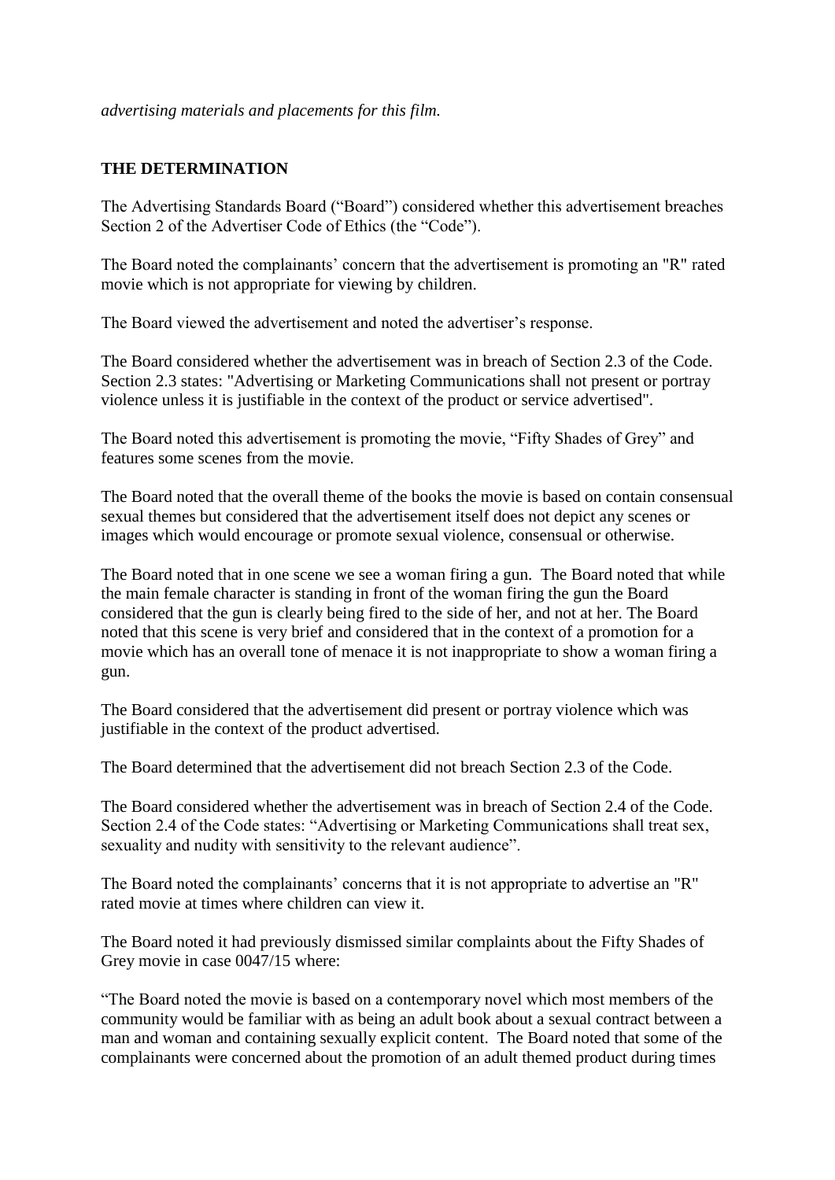*advertising materials and placements for this film.*

**THE DETERMINATION**

The Advertising Standards Board ("Board") considered whether this advertisement breaches Section 2 of the Advertiser Code of Ethics (the "Code").

The Board noted the complainants' concern that the advertisement is promoting an "R" rated movie which is not appropriate for viewing by children.

The Board viewed the advertisement and noted the advertiser's response.

The Board considered whether the advertisement was in breach of Section 2.3 of the Code. Section 2.3 states: "Advertising or Marketing Communications shall not present or portray violence unless it is justifiable in the context of the product or service advertised".

The Board noted this advertisement is promoting the movie, "Fifty Shades of Grey" and features some scenes from the movie.

The Board noted that the overall theme of the books the movie is based on contain consensual sexual themes but considered that the advertisement itself does not depict any scenes or images which would encourage or promote sexual violence, consensual or otherwise.

The Board noted that in one scene we see a woman firing a gun. The Board noted that while the main female character is standing in front of the woman firing the gun the Board considered that the gun is clearly being fired to the side of her, and not at her. The Board noted that this scene is very brief and considered that in the context of a promotion for a movie which has an overall tone of menace it is not inappropriate to show a woman firing a gun.

The Board considered that the advertisement did present or portray violence which was justifiable in the context of the product advertised.

The Board determined that the advertisement did not breach Section 2.3 of the Code.

The Board considered whether the advertisement was in breach of Section 2.4 of the Code. Section 2.4 of the Code states: "Advertising or Marketing Communications shall treat sex, sexuality and nudity with sensitivity to the relevant audience".

The Board noted the complainants' concerns that it is not appropriate to advertise an "R" rated movie at times where children can view it.

The Board noted it had previously dismissed similar complaints about the Fifty Shades of Grey movie in case 0047/15 where:

"The Board noted the movie is based on a contemporary novel which most members of the community would be familiar with as being an adult book about a sexual contract between a man and woman and containing sexually explicit content. The Board noted that some of the complainants were concerned about the promotion of an adult themed product during times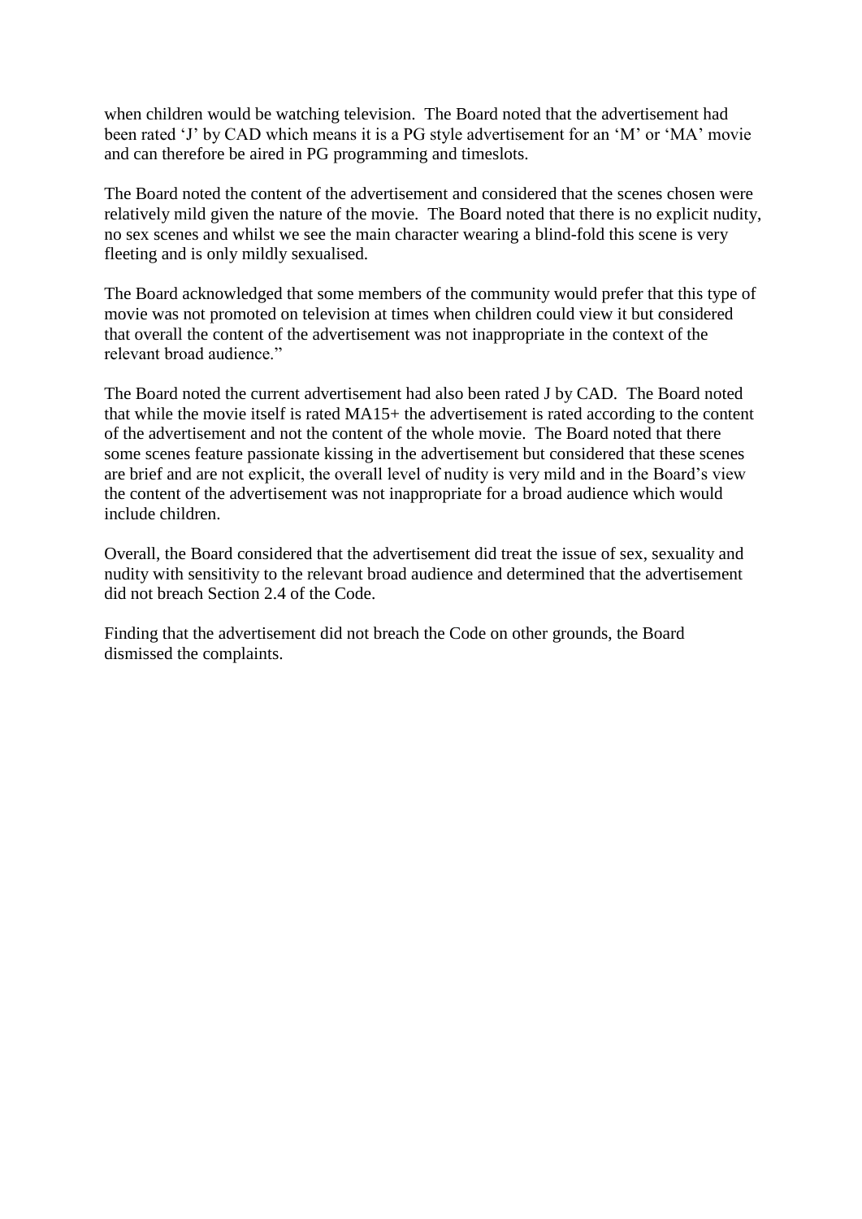when children would be watching television. The Board noted that the advertisement had been rated 'J' by CAD which means it is a PG style advertisement for an 'M' or 'MA' movie and can therefore be aired in PG programming and timeslots.

The Board noted the content of the advertisement and considered that the scenes chosen were relatively mild given the nature of the movie. The Board noted that there is no explicit nudity, no sex scenes and whilst we see the main character wearing a blind-fold this scene is very fleeting and is only mildly sexualised.

The Board acknowledged that some members of the community would prefer that this type of movie was not promoted on television at times when children could view it but considered that overall the content of the advertisement was not inappropriate in the context of the relevant broad audience."

The Board noted the current advertisement had also been rated J by CAD. The Board noted that while the movie itself is rated MA15+ the advertisement is rated according to the content of the advertisement and not the content of the whole movie. The Board noted that there some scenes feature passionate kissing in the advertisement but considered that these scenes are brief and are not explicit, the overall level of nudity is very mild and in the Board's view the content of the advertisement was not inappropriate for a broad audience which would include children.

Overall, the Board considered that the advertisement did treat the issue of sex, sexuality and nudity with sensitivity to the relevant broad audience and determined that the advertisement did not breach Section 2.4 of the Code.

Finding that the advertisement did not breach the Code on other grounds, the Board dismissed the complaints.